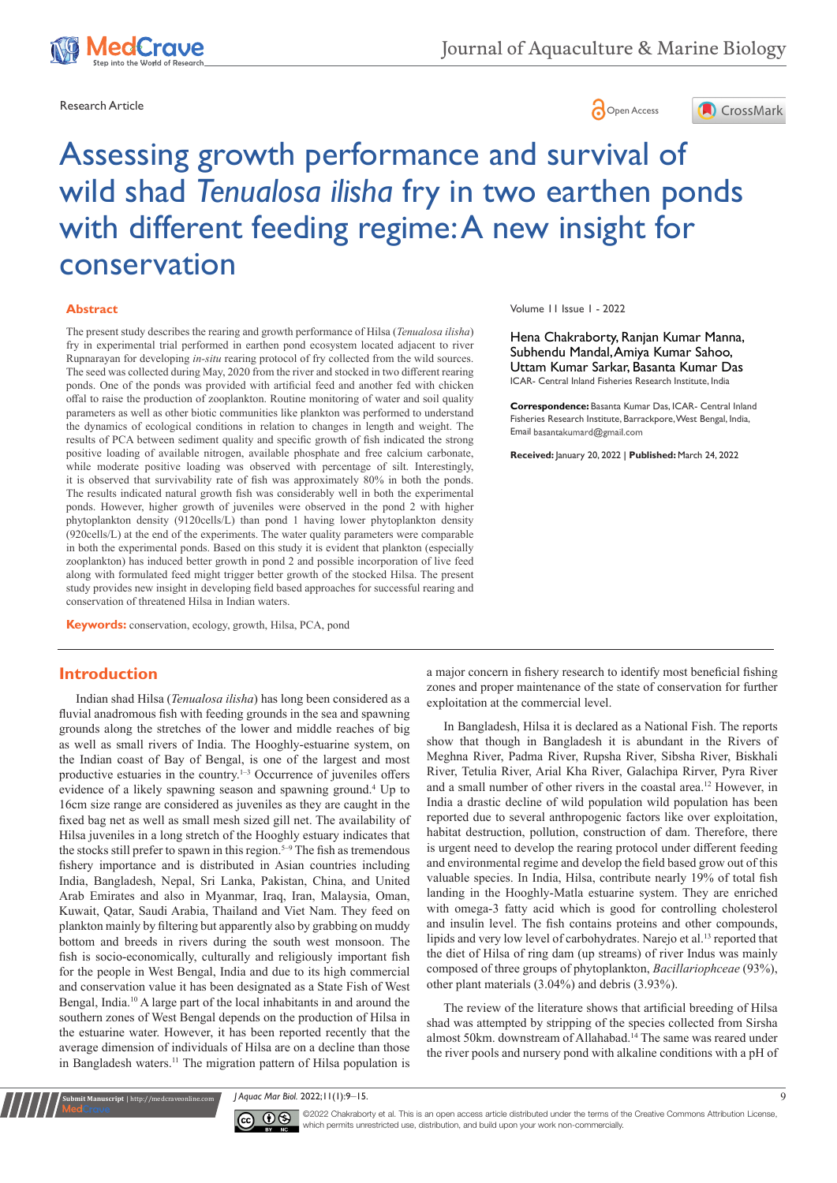Research Article

# Assessing growth performance and survival of wild shad *Tenualosa ilisha* fry in two earthen ponds with different feeding regime: A new insight for conservation

Volume 11 Issue 1 - 2022

Hena Chakraborty, Ranjan Kumar Manna, Subhendu Mandal, Amiya Kumar Sahoo, Uttam Kumar Sarkar, Basanta Kumar Das

ICAR- Central Inland Fisheries Research Institute, India

**Correspondence:** Basanta Kumar Das, ICAR- Central Inland Fisheries Research Institute, Barrackpore, West Bengal, India, Email basantakumard@gmail.com

**Received:** January 20, 2022 | **Published:** March 24, 2022

## Abstract

The present study describes the rearing and growth performance of Hilsa (*Tenualosa ilisha*) fry in experimental trial performed in earthen pond ecosystem located adjacent to river Rupnarayan for developing *in-situ* rearing protocol of fry collected from the wild sources. The seed was collected during May, 2020 from the river and stocked in two different rearing ponds. One of the ponds was provided with artificial feed and another fed with chicken offal to raise the production of zooplankton. Routine monitoring of water and soil quality parameters as well as other biotic communities like plankton was performed to understand the dynamics of ecological conditions in relation to changes in length and weight. The results of PCA between sediment quality and specific growth of fish indicated the strong positive loading of available nitrogen, available phosphate and free calcium carbonate, while moderate positive loading was observed with percentage of silt. Interestingly, it is observed that survivability rate of fish was approximately 80% in both the ponds. The results indicated natural growth fish was considerably well in both the experimental ponds. However, higher growth of juveniles were observed in the pond 2 with higher phytoplankton density (9120cells/L) than pond 1 having lower phytoplankton density (920cells/L) at the end of the experiments. The water quality parameters were comparable in both the experimental ponds. Based on this study it is evident that plankton (especially zooplankton) has induced better growth in pond 2 and possible incorporation of live feed along with formulated feed might trigger better growth of the stocked Hilsa. The present study provides new insight in developing field based approaches for successful rearing and conservation of threatened Hilsa in Indian waters.

**Keywords:** conservation, ecology, growth, Hilsa, PCA, pond

## Introduction

Indian shad Hilsa (*Tenualosa ilisha*) has long been considered as a fluvial anadromous fish with feeding grounds in the sea and spawning grounds along the stretches of the lower and middle reaches of big as well as small rivers of India. The Hooghly-estuarine system, on the Indian coast of Bay of Bengal, is one of the largest and most productive estuaries in the country.[1–3] Occurrence of juveniles offers evidence of a likely spawning season and spawning ground.[4] Up to 16cm size range are considered as juveniles as they are caught in the fixed bag net as well as small mesh sized gill net. The availability of Hilsa juveniles in a long stretch of the Hooghly estuary indicates that the stocks still prefer to spawn in this region.[5–9] The fish as tremendous fishery importance and is distributed in Asian countries including India, Bangladesh, Nepal, Sri Lanka, Pakistan, China, and United Arab Emirates and also in Myanmar, Iraq, Iran, Malaysia, Oman, Kuwait, Qatar, Saudi Arabia, Thailand and Viet Nam. They feed on plankton mainly by filtering but apparently also by grabbing on muddy bottom and breeds in rivers during the south west monsoon. The fish is socio-economically, culturally and religiously important fish for the people in West Bengal, India and due to its high commercial and conservation value it has been designated as a State Fish of West Bengal, India.[10] A large part of the local inhabitants in and around the southern zones of West Bengal depends on the production of Hilsa in the estuarine water. However, it has been reported recently that the average dimension of individuals of Hilsa are on a decline than those in Bangladesh waters.[11] The migration pattern of Hilsa population is a major concern in fishery research to identify most beneficial fishing zones and proper maintenance of the state of conservation for further exploitation at the commercial level.

In Bangladesh, Hilsa it is declared as a National Fish. The reports show that though in Bangladesh it is abundant in the Rivers of Meghna River, Padma River, Rupsha River, Sibsha River, Biskhali River, Tetulia River, Arial Kha River, Galachipa Rirver, Pyra River and a small number of other rivers in the coastal area.[12] However, in India a drastic decline of wild population has been reported due to several anthropogenic factors like over exploitation, habitat destruction, pollution, construction of dam. Therefore, there is urgent need to develop the rearing protocol under different feeding and environmental regime and develop the field based grow out of this valuable species. In India, Hilsa, contribute nearly 19% of total fish landing in the Hooghly-Matla estuarine system. They are enriched with omega-3 fatty acid which is good for controlling cholesterol and insulin level. The fish contains proteins and other compounds, lipids and very low level of carbohydrates. Narejo et al.[13] reported that the diet of Hilsa of ring dam (up streams) of river Indus was mainly composed of three groups of phytoplankton, *Bacillariophceae* (93%), other plant materials (3.04%) and debris (3.93%).

The review of the literature shows that artificial breeding of Hilsa shad was attempted by stripping of the species collected from Sirsha almost 50km. downstream of Allahabad.[14] The same was reared under the river pools and nursery pond with alkaline conditions with a pH of

©2022 Chakraborty et al. This is an open access article distributed under the terms of the Creative Commons Attribution License, which permits unrestricted use, distribution, and build upon your work non-commercially.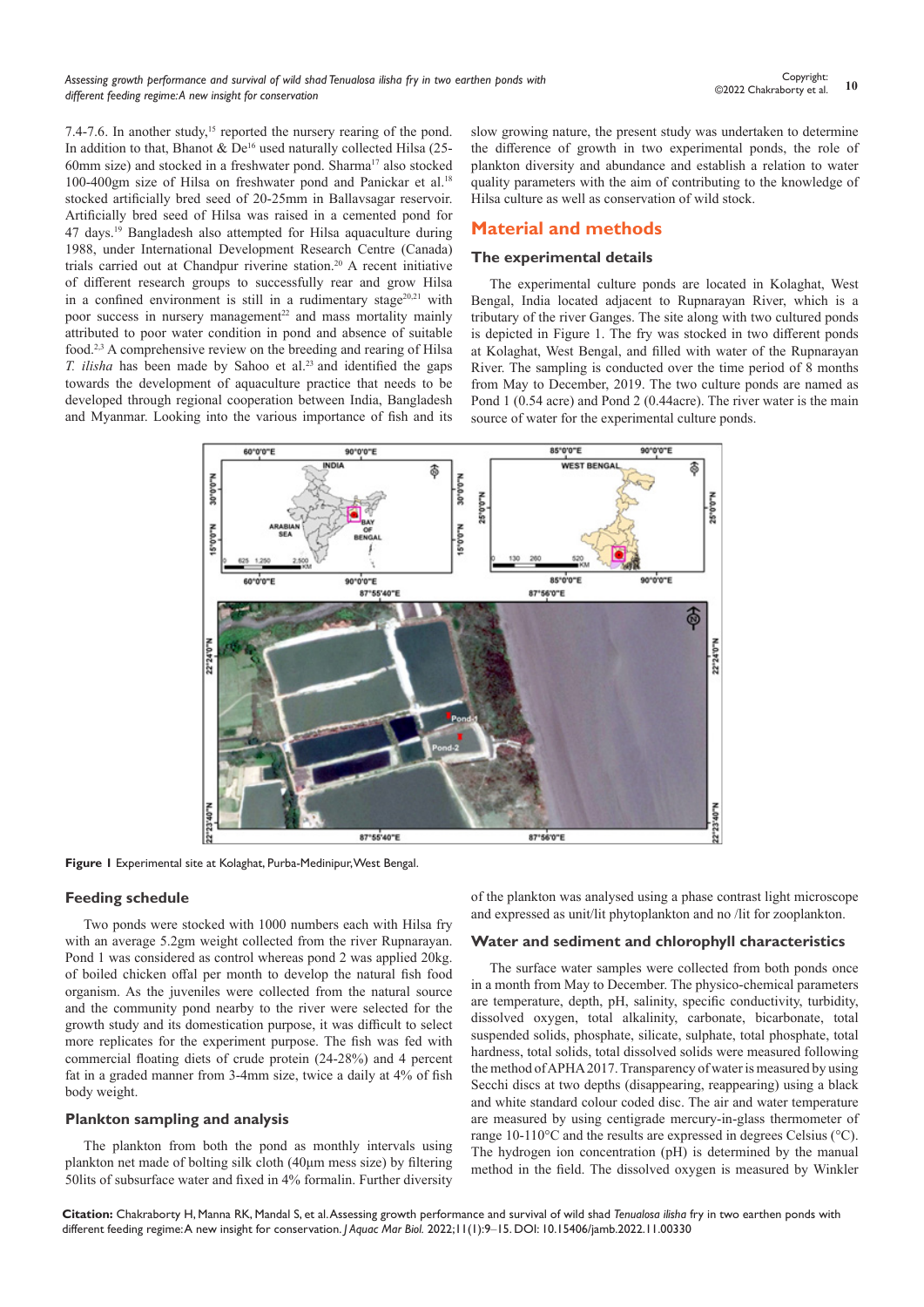7.4-7.6. In another study,[15] reported the nursery rearing of the pond. In addition to that, Bhanot & De[16] used naturally collected Hilsa (25-60mm size) and stocked in a freshwater pond. Sharma[17] also stocked 100-400gm size of Hilsa on freshwater pond and Panickar et al.[18] stocked artificially bred seed of 20-25mm in Ballavsagar reservoir. Artificially bred seed of Hilsa was raised in a cemented pond for 47 days.[19] Bangladesh also attempted for Hilsa aquaculture during 1988, under International Development Research Centre (Canada) trials carried out at Chandpur riverine station.[20] A recent initiative of different research groups to successfully rear and grow Hilsa in a confined environment is still in a rudimentary stage[20,21] with poor success in nursery management[22] and mass mortality mainly attributed to poor water condition in pond and absence of suitable food.[2,3] A comprehensive review on the breeding and rearing of Hilsa *T. ilisha* has been made by Sahoo et al.[23] and identified the gaps towards the development of aquaculture practice that needs to be developed through regional cooperation between India, Bangladesh and Myanmar. Looking into the various importance of fish and its slow growing nature, the present study was undertaken to determine the difference of growth in two experimental ponds, the role of plankton diversity and abundance and establish a relation to water quality parameters with the aim of contributing to the knowledge of Hilsa culture as well as conservation of wild stock.

## Material and methods

### The experimental details

The experimental culture ponds are located in Kolaghat, West Bengal, India located adjacent to Rupnarayan River, which is a tributary of the river Ganges. The site along with two cultured ponds is depicted in Figure 1. The fry was stocked in two different ponds at Kolaghat, West Bengal, and filled with water of the Rupnarayan River. The sampling is conducted over the time period of 8 months from May to December, 2019. The two culture ponds are named as Pond 1 (0.54 acre) and Pond 2 (0.44acre). The river water is the main source of water for the experimental culture ponds.

**Figure 1** Experimental site at Kolaghat, Purba-Medinipur, West Bengal.

### Feeding schedule

Two ponds were stocked with 1000 numbers each with Hilsa fry with an average 5.2gm weight collected from the river Rupnarayan. Pond 1 was considered as control whereas pond 2 was applied 20kg. of boiled chicken offal per month to develop the natural fish food organism. As the juveniles were collected from the natural source and the community pond nearby to the river were selected for the growth study and its domestication purpose, it was difficult to select more replicates for the experiment purpose. The fish was fed with commercial floating diets of crude protein (24-28%) and 4 percent fat in a graded manner from 3-4mm size, twice a daily at 4% of fish body weight.

### Plankton sampling and analysis

The plankton from both the pond as monthly intervals using plankton net made of bolting silk cloth (40µm mess size) by filtering 50lits of subsurface water and fixed in 4% formalin. Further diversity of the plankton was analysed using a phase contrast light microscope and expressed as unit/lit phytoplankton and no /lit for zooplankton.

### Water and sediment and chlorophyll characteristics

The surface water samples were collected from both ponds once in a month from May to December. The physico-chemical parameters are temperature, depth, pH, salinity, specific conductivity, turbidity, dissolved oxygen, total alkalinity, carbonate, bicarbonate, total suspended solids, phosphate, silicate, sulphate, total phosphate, total hardness, total solids, total dissolved solids were measured following the method of APHA 2017. Transparency of water is measured by using Secchi discs at two depths (disappearing, reappearing) using a black and white standard colour coded disc. The air and water temperature are measured by using centigrade mercury-in-glass thermometer of range 10-110°C and the results are expressed in degrees Celsius (°C). The hydrogen ion concentration (pH) is determined by the manual method in the field. The dissolved oxygen is measured by Winkler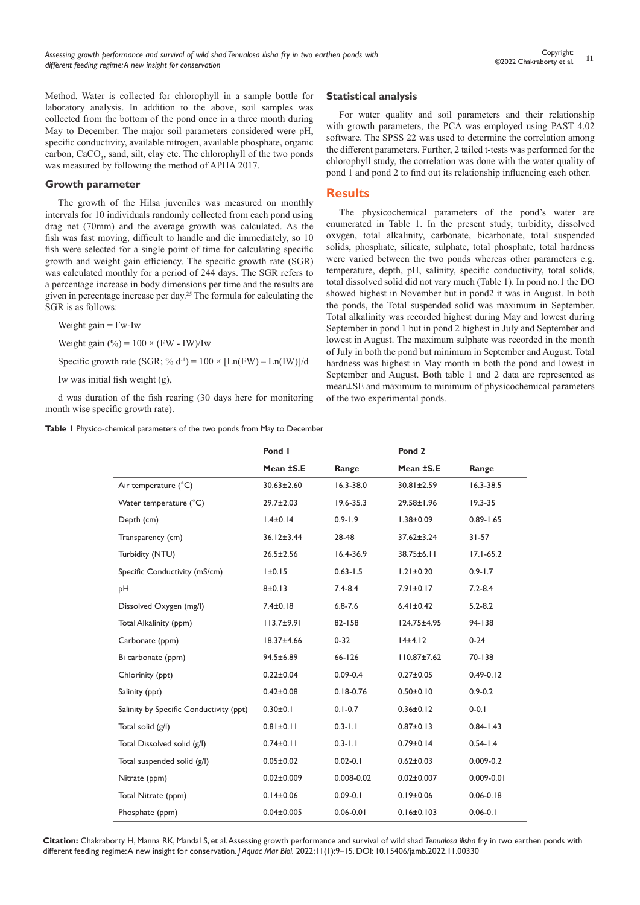Method. Water is collected for chlorophyll in a sample bottle for laboratory analysis. In addition to the above, soil samples was collected from the bottom of the pond once in a three month during May to December. The major soil parameters considered were pH, specific conductivity, available nitrogen, available phosphate, organic carbon, $CaCO_3$, sand, silt, clay etc. The chlorophyll of the two ponds was measured by following the method of APHA 2017.

### Growth parameter

The growth of the Hilsa juveniles was measured on monthly intervals for 10 individuals randomly collected from each pond using drag net (70mm) and the average growth was calculated. As the fish was fast moving, difficult to handle and die immediately, so 10 fish were selected for a single point of time for calculating specific growth and weight gain efficiency. The specific growth rate (SGR) was calculated monthly for a period of 244 days. The SGR refers to a percentage increase in body dimensions per time and the results are given in percentage increase per day.[25] The formula for calculating the SGR is as follows:

Weight gain = Fw-Iw

Weight gain (%) = 100 × (FW - IW)/Iw

Specific growth rate (SGR; % $d^{-1}$) = 100 × [Ln(FW) – Ln(IW)]/d

Iw was initial fish weight (g),

d was duration of the fish rearing (30 days here for monitoring month wise specific growth rate).

### Statistical analysis

For water quality and soil parameters and their relationship with growth parameters, the PCA was employed using PAST 4.02 software. The SPSS 22 was used to determine the correlation among the different parameters. Further, 2 tailed t-tests was performed for the chlorophyll study, the correlation was done with the water quality of pond 1 and pond 2 to find out its relationship influencing each other.

## Results

The physicochemical parameters of the pond's water are enumerated in Table 1. In the present study, turbidity, dissolved oxygen, total alkalinity, carbonate, bicarbonate, total suspended solids, phosphate, silicate, sulphate, total phosphate, total hardness were varied between the two ponds whereas other parameters e.g. temperature, depth, pH, salinity, specific conductivity, total solids, total dissolved solid did not vary much (Table 1). In pond no.1 the DO showed highest in November but in pond2 it was in August. In both the ponds, the Total suspended solid was maximum in September. Total alkalinity was recorded highest during May and lowest during September in pond 1 but in pond 2 highest in July and September and lowest in August. The maximum sulphate was recorded in the month of July in both the pond but minimum in September and August. Total hardness was highest in May month in both the pond and lowest in September and August. Both table 1 and 2 data are represented as mean±SE and maximum to minimum of physicochemical parameters of the two experimental ponds.

**Table 1** Physico-chemical parameters of the two ponds from May to December

| | Pond 1 | | Pond 2 | |
|---|---|---|---|---|
| | **Mean ±S.E** | **Range** | **Mean ±S.E** | **Range** |
| Air temperature (°C) | 30.63±2.60 | 16.3-38.0 | 30.81±2.59 | 16.3-38.5 |
| Water temperature (°C) | 29.7±2.03 | 19.6-35.3 | 29.58±1.96 | 19.3-35 |
| Depth (cm) | 1.4±0.14 | 0.9-1.9 | 1.38±0.09 | 0.89-1.65 |
| Transparency (cm) | 36.12±3.44 | 28-48 | 37.62±3.24 | 31-57 |
| Turbidity (NTU) | 26.5±2.56 | 16.4-36.9 | 38.75±6.11 | 17.1-65.2 |
| Specific Conductivity (mS/cm) | 1±0.15 | 0.63-1.5 | 1.21±0.20 | 0.9-1.7 |
| pH | 8±0.13 | 7.4-8.4 | 7.91±0.17 | 7.2-8.4 |
| Dissolved Oxygen (mg/l) | 7.4±0.18 | 6.8-7.6 | 6.41±0.42 | 5.2-8.2 |
| Total Alkalinity (ppm) | 113.7±9.91 | 82-158 | 124.75±4.95 | 94-138 |
| Carbonate (ppm) | 18.37±4.66 | 0-32 | 14±4.12 | 0-24 |
| Bi carbonate (ppm) | 94.5±6.89 | 66-126 | 110.87±7.62 | 70-138 |
| Chlorinity (ppt) | 0.22±0.04 | 0.09-0.4 | 0.27±0.05 | 0.49-0.12 |
| Salinity (ppt) | 0.42±0.08 | 0.18-0.76 | 0.50±0.10 | 0.9-0.2 |
| Salinity by Specific Conductivity (ppt) | 0.30±0.1 | 0.1-0.7 | 0.36±0.12 | 0-0.1 |
| Total solid (g/l) | 0.81±0.11 | 0.3-1.1 | 0.87±0.13 | 0.84-1.43 |
| Total Dissolved solid (g/l) | 0.74±0.11 | 0.3-1.1 | 0.79±0.14 | 0.54-1.4 |
| Total suspended solid (g/l) | 0.05±0.02 | 0.02-0.1 | 0.62±0.03 | 0.009-0.2 |
| Nitrate (ppm) | 0.02±0.009 | 0.008-0.02 | 0.02±0.007 | 0.009-0.01 |
| Total Nitrate (ppm) | 0.14±0.06 | 0.09-0.1 | 0.19±0.06 | 0.06-0.18 |
| Phosphate (ppm) | 0.04±0.005 | 0.06-0.01 | 0.16±0.103 | 0.06-0.1 |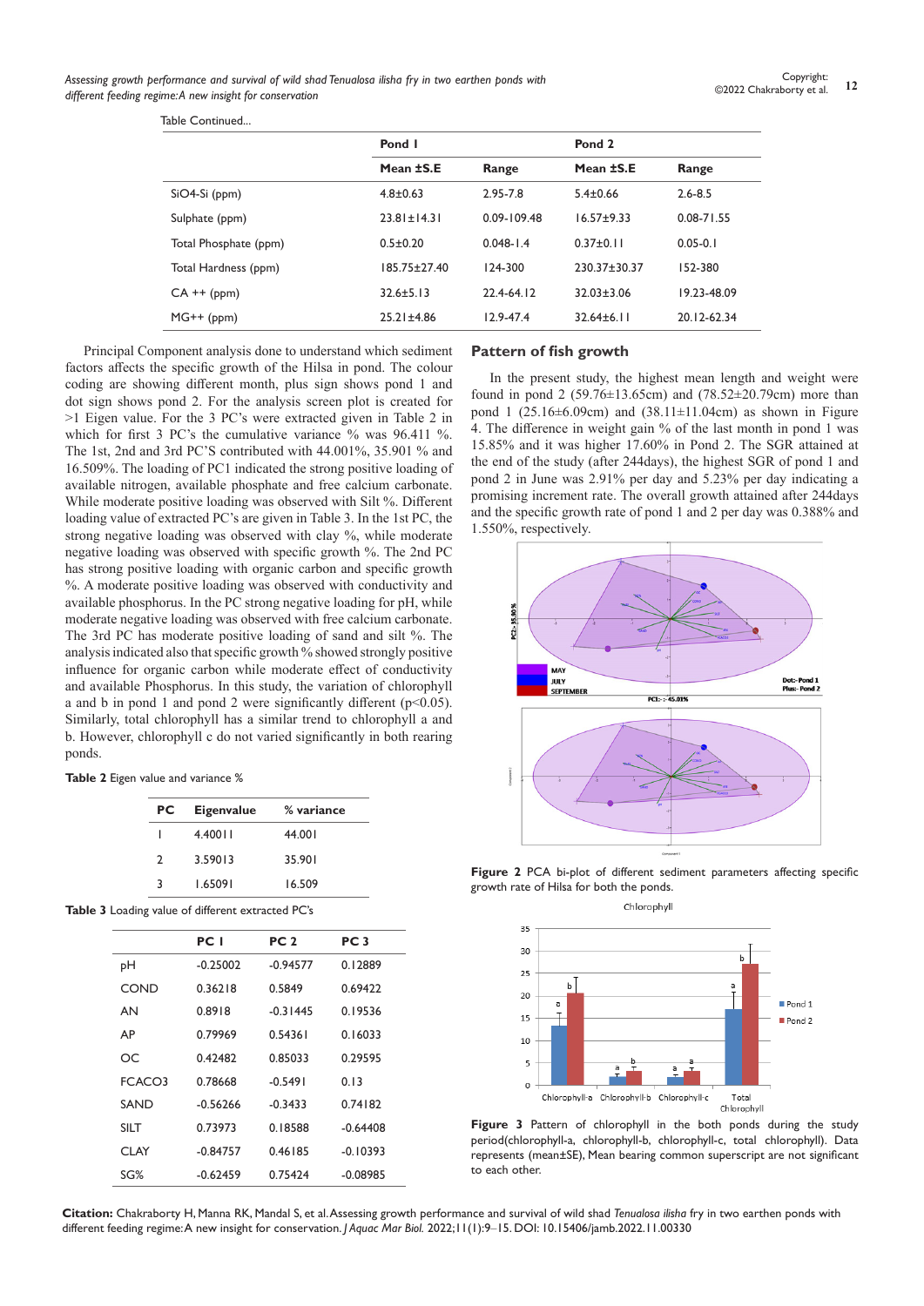Table Continued...

| | Pond I | | Pond 2 | |
|---|---|---|---|---|
| | Mean ±S.E | Range | Mean ±S.E | Range |
| SiO4-Si (ppm) | 4.8±0.63 | 2.95-7.8 | 5.4±0.66 | 2.6-8.5 |
| Sulphate (ppm) | 23.81±14.31 | 0.09-109.48 | 16.57±9.33 | 0.08-71.55 |
| Total Phosphate (ppm) | 0.5±0.20 | 0.048-1.4 | 0.37±0.11 | 0.05-0.1 |
| Total Hardness (ppm) | 185.75±27.40 | 124-300 | 230.37±30.37 | 152-380 |
| CA ++ (ppm) | 32.6±5.13 | 22.4-64.12 | 32.03±3.06 | 19.23-48.09 |
| MG++ (ppm) | 25.21±4.86 | 12.9-47.4 | 32.64±6.11 | 20.12-62.34 |

Principal Component analysis done to understand which sediment factors affects the specific growth of the Hilsa in pond. The colour coding are showing different month, plus sign shows pond 1 and dot sign shows pond 2. For the analysis screen plot is created for >1 Eigen value. For the 3 PC's were extracted given in Table 2 in which for first 3 PC's the cumulative variance % was 96.411 %. The 1st, 2nd and 3rd PC'S contributed with 44.001%, 35.901 % and 16.509%. The loading of PC1 indicated the strong positive loading of available nitrogen, available phosphate and free calcium carbonate. While moderate positive loading was observed with Silt %. Different loading value of extracted PC's are given in Table 3. In the 1st PC, the strong negative loading was observed with clay %, while moderate negative loading was observed with specific growth %. The 2nd PC has strong positive loading with organic carbon and specific growth %. A moderate positive loading was observed with conductivity and available phosphorus. In the PC strong negative loading for pH, while moderate negative loading was observed with free calcium carbonate. The 3rd PC has moderate positive loading of sand and silt %. The analysis indicated also that specific growth % showed strongly positive influence for organic carbon while moderate effect of conductivity and available Phosphorus. In this study, the variation of chlorophyll a and b in pond 1 and pond 2 were significantly different ($p<0.05$). Similarly, total chlorophyll has a similar trend to chlorophyll a and b. However, chlorophyll c do not varied significantly in both rearing ponds.

**Table 2** Eigen value and variance %

| PC | Eigenvalue | % variance |
|---|---|---|
| 1 | 4.40011 | 44.001 |
| 2 | 3.59013 | 35.901 |
| 3 | 1.65091 | 16.509 |

**Table 3** Loading value of different extracted PC's

| | PC 1 | PC 2 | PC 3 |
|---|---|---|---|
| pH | -0.25002 | -0.94577 | 0.12889 |
| COND | 0.36218 | 0.5849 | 0.69422 |
| AN | 0.8918 | -0.31445 | 0.19536 |
| AP | 0.79969 | 0.54361 | 0.16033 |
| OC | 0.42482 | 0.85033 | 0.29595 |
| FCACO3 | 0.78668 | -0.5491 | 0.13 |
| SAND | -0.56266 | -0.3433 | 0.74182 |
| SILT | 0.73973 | 0.18588 | -0.64408 |
| CLAY | -0.84757 | 0.46185 | -0.10393 |
| SG% | -0.62459 | 0.75424 | -0.08985 |

## Pattern of fish growth

In the present study, the highest mean length and weight were found in pond 2 (59.76±13.65cm) and (78.52±20.79cm) more than pond 1 (25.16±6.09cm) and (38.11±11.04cm) as shown in Figure 4. The difference in weight gain % of the last month in pond 1 was 15.85% and it was higher 17.60% in Pond 2. The SGR attained at the end of the study (after 244days), the highest SGR of pond 1 and pond 2 in June was 2.91% per day and 5.23% per day indicating a promising increment rate. The overall growth attained after 244days and the specific growth rate of pond 1 and 2 per day was 0.388% and 1.550%, respectively.

**Figure 2** PCA bi-plot of different sediment parameters affecting specific growth rate of Hilsa for both the ponds.

**Figure 3** Pattern of chlorophyll in the both ponds during the study period(chlorophyll-a, chlorophyll-b, chlorophyll-c, total chlorophyll). Data represents (mean±SE), Mean bearing common superscript are not significant to each other.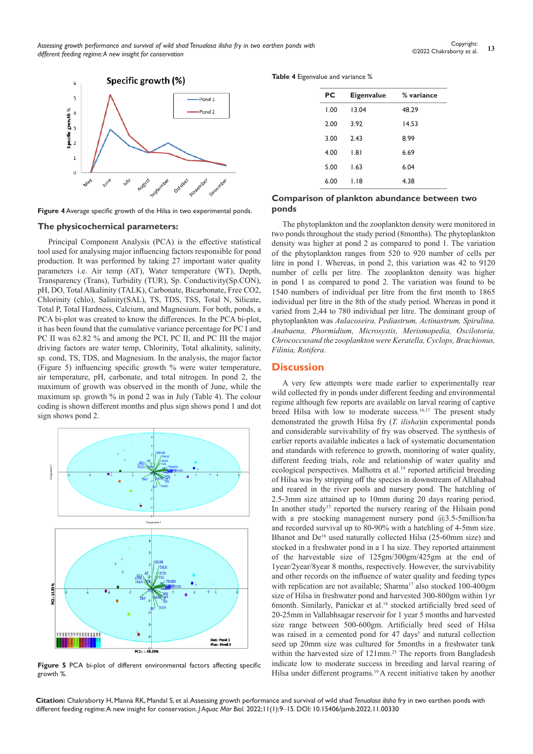Figure 4 Average specific growth of the Hilsa in two experimental ponds.

## The physicochemical parameters:

Principal Component Analysis (PCA) is the effective statistical tool used for analysing major influencing factors responsible for pond production. It was performed by taking 27 important water quality parameters i.e. Air temp (AT), Water temperature (WT), Depth, Transparency (Trans), Turbidity (TUR), Sp. Conductivity(Sp.CON), pH, DO, Total Alkalinity (TALK), Carbonate, Bicarbonate, Free CO2, Chlorinity (chlo), Salinity(SAL), TS, TDS, TSS, Total N, Silicate, Total P, Total Hardness, Calcium, and Magnesium. For both, ponds, a PCA bi-plot was created to know the differences. In the PCA bi-plot, it has been found that the cumulative variance percentage for PC I and PC II was 62.82 % and among the PCI, PC II, and PC III the major driving factors are water temp, Chlorinity, Total alkalinity, salinity, sp. cond, TS, TDS, and Magnesium. In the analysis, the major factor (Figure 5) influencing specific growth % were water temperature, air temperature, pH, carbonate, and total nitrogen. In pond 2, the maximum of growth was observed in the month of June, while the maximum sp. growth % in pond 2 was in July (Table 4). The colour coding is shown different months and plus sign shows pond 1 and dot sign shows pond 2.

Figure 5 PCA bi-plot of different environmental factors affecting specific growth %.

**Table 4** Eigenvalue and variance %

| PC | Eigenvalue | % variance |
|---|---|---|
| 1.00 | 13.04 | 48.29 |
| 2.00 | 3.92 | 14.53 |
| 3.00 | 2.43 | 8.99 |
| 4.00 | 1.81 | 6.69 |
| 5.00 | 1.63 | 6.04 |
| 6.00 | 1.18 | 4.38 |

## Comparison of plankton abundance between two ponds

The phytoplankton and the zooplankton density were monitored in two ponds throughout the study period (8months). The phytoplankton density was higher at pond 2 as compared to pond 1. The variation of the phytoplankton ranges from 520 to 920 number of cells per litre in pond 1. Whereas, in pond 2, this variation was 42 to 9120 number of cells per litre. The zooplankton density was higher in pond 1 as compared to pond 2. The variation was found to be 1540 numbers of individual per litre from the first month to 1865 individual per litre in the 8th of the study period. Whereas in pond it varied from 2,44 to 780 individual per litre. The dominant group of phytoplankton was *Aulacoseira, Pediastrum, Actinastrum, Spirulina, Anabaena, Phormidium, Microsystis, Merismopedia, Oscilotoria, Chrococcusand the zooplankton were Keratella, Cyclops, Brachionus, Filinia, Rotifera*.

# Discussion

A very few attempts were made earlier to experimentally rear wild collected fry in ponds under different feeding and environmental regime although few reports are available on larval rearing of captive breed Hilsa with low to moderate success.[16,17] The present study demonstrated the growth Hilsa fry (*T. ilisha*)in experimental ponds and considerable survivability of fry was observed. The synthesis of earlier reports available indicates a lack of systematic documentation and standards with reference to growth, monitoring of water quality, different feeding trials, role and relationship of water quality and ecological perspectives. Malhotra et al.[14] reported artificial breeding of Hilsa was by stripping off the species in downstream of Allahabad and reared in the river pools and nursery pond. The hatchling of 2.5-3mm size attained up to 10mm during 20 days rearing period. In another study[15] reported the nursery rearing of the Hilsain pond with a pre stocking management nursery pond @3.5-5million/ha and recorded survival up to 80-90% with a hatchling of 4-5mm size. Bhanot and De[16] used naturally collected Hilsa (25-60mm size) and stocked in a freshwater pond in a 1 ha size. They reported attainment of the harvestable size of 125gm/300gm/425gm at the end of 1year/2year/8year 8 months, respectively. However, the survivability and other records on the influence of water quality and feeding types with replication are not available; Sharma[17] also stocked 100-400gm size of Hilsa in freshwater pond and harvested 300-800gm within 1yr 6month. Similarly, Panickar et al.[18] stocked artificially bred seed of 20-25mm in Vallabhsagar reservoir for 1 year 5 months and harvested size range between 500-600gm. Artificially bred seed of Hilsa was raised in a cemented pond for 47 days[5] and natural collection seed up 20mm size was cultured for 5months in a freshwater tank within the harvested size of 121mm.[25] The reports from Bangladesh indicate low to moderate success in breeding and larval rearing of Hilsa under different programs.[19] A recent initiative taken by another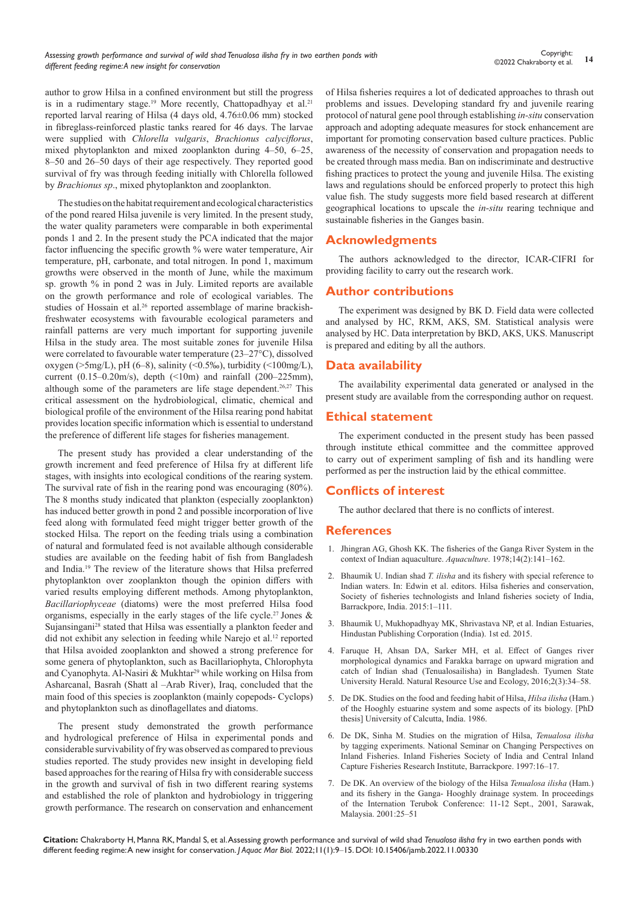author to grow Hilsa in a confined environment but still the progress is in a rudimentary stage.[19] More recently, Chattopadhyay et al.[21] reported larval rearing of Hilsa (4 days old, 4.76±0.06 mm) stocked in fibreglass-reinforced plastic tanks reared for 46 days. The larvae were supplied with *Chlorella vulgaris*, *Brachionus calyciflorus*, mixed phytoplankton and mixed zooplankton during 4–50, 6–25, 8–50 and 26–50 days of their age respectively. They reported good survival of fry was through feeding initially with Chlorella followed by *Brachionus sp*., mixed phytoplankton and zooplankton.

The studies on the habitat requirement and ecological characteristics of the pond reared Hilsa juvenile is very limited. In the present study, the water quality parameters were comparable in both experimental ponds 1 and 2. In the present study the PCA indicated that the major factor influencing the specific growth % were water temperature, Air temperature, pH, carbonate, and total nitrogen. In pond 1, maximum growths were observed in the month of June, while the maximum sp. growth % in pond 2 was in July. Limited reports are available on the growth performance and role of ecological variables. The studies of Hossain et al.[26] reported assemblage of marine brackish-freshwater ecosystems with favourable ecological parameters and rainfall patterns are very much important for supporting juvenile Hilsa in the study area. The most suitable zones for juvenile Hilsa were correlated to favourable water temperature (23–27°C), dissolved oxygen (>5mg/L), pH (6–8), salinity (<0.5‰), turbidity (<100mg/L), current (0.15–0.20m/s), depth (<10m) and rainfall (200–225mm), although some of the parameters are life stage dependent.[26,27] This critical assessment on the hydrobiological, climatic, chemical and biological profile of the environment of the Hilsa rearing pond habitat provides location specific information which is essential to understand the preference of different life stages for fisheries management.

The present study has provided a clear understanding of the growth increment and feed preference of Hilsa fry at different life stages, with insights into ecological conditions of the rearing system. The survival rate of fish in the rearing pond was encouraging (80%). The 8 months study indicated that plankton (especially zooplankton) has induced better growth in pond 2 and possible incorporation of live feed along with formulated feed might trigger better growth of the stocked Hilsa. The report on the feeding trials using a combination of natural and formulated feed is not available although considerable studies are available on the feeding habit of fish from Bangladesh and India.[19] The review of the literature shows that Hilsa preferred phytoplankton over zooplankton though the opinion differs with varied results employing different methods. Among phytoplankton, *Bacillariophyceae* (diatoms) were the most preferred Hilsa food organisms, especially in the early stages of the life cycle.[27] Jones & Sujansingani[28] stated that Hilsa was essentially a plankton feeder and did not exhibit any selection in feeding while Narejo et al.[12] reported that Hilsa avoided zooplankton and showed a strong preference for some genera of phytoplankton, such as Bacillariophyta, Chlorophyta and Cyanophyta. Al-Nasiri & Mukhtar[29] while working on Hilsa from Asharcanal, Basrah (Shatt al –Arab River), Iraq, concluded that the main food of this species is zooplankton (mainly copepods- Cyclops) and phytoplankton such as dinoflagellates and diatoms.

The present study demonstrated the growth performance and hydrological preference of Hilsa in experimental ponds and considerable survivability of fry was observed as compared to previous studies reported. The study provides new insight in developing field based approaches for the rearing of Hilsa fry with considerable success in the growth and survival of fish in two different rearing systems and established the role of plankton and hydrobiology in triggering growth performance. The research on conservation and enhancement of Hilsa fisheries requires a lot of dedicated approaches to thrash out problems and issues. Developing standard fry and juvenile rearing protocol of natural gene pool through establishing *in-situ* conservation approach and adopting adequate measures for stock enhancement are important for promoting conservation based culture practices. Public awareness of the necessity of conservation and propagation needs to be created through mass media. Ban on indiscriminate and destructive fishing practices to protect the young and juvenile Hilsa. The existing laws and regulations should be enforced properly to protect this high value fish. The study suggests more field based research at different geographical locations to upscale the *in-situ* rearing technique and sustainable fisheries in the Ganges basin.

## Acknowledgments

The authors acknowledged to the director, ICAR-CIFRI for providing facility to carry out the research work.

## Author contributions

The experiment was designed by BK D. Field data were collected and analysed by HC, RKM, AKS, SM. Statistical analysis were analysed by HC. Data interpretation by BKD, AKS, UKS. Manuscript is prepared and editing by all the authors.

## Data availability

The availability experimental data generated or analysed in the present study are available from the corresponding author on request.

## Ethical statement

The experiment conducted in the present study has been passed through institute ethical committee and the committee approved to carry out of experiment sampling of fish and its handling were performed as per the instruction laid by the ethical committee.

## Conflicts of interest

The author declared that there is no conflicts of interest.

## References

1. Jhingran AG, Ghosh KK. The fisheries of the Ganga River System in the context of Indian aquaculture. *Aquaculture*. 1978;14(2):141–162.
2. Bhaumik U. Indian shad *T. ilisha* and its fishery with special reference to Indian waters. In: Edwin et al. editors. Hilsa fisheries and conservation, Society of fisheries technologists and Inland fisheries society of India, Barrackpore, India. 2015:1–111.
3. Bhaumik U, Mukhopadhyay MK, Shrivastava NP, et al. Indian Estuaries, Hindustan Publishing Corporation (India). 1st ed. 2015.
4. Faruque H, Ahsan DA, Sarker MH, et al. Effect of Ganges river morphological dynamics and Farakka barrage on upward migration and catch of Indian shad (Tenualosailisha) in Bangladesh. Tyumen State University Herald. Natural Resource Use and Ecology, 2016;2(3):34–58.
5. De DK. Studies on the food and feeding habit of Hilsa, *Hilsa ilisha* (Ham.) of the Hooghly estuarine system and some aspects of its biology. [PhD thesis] University of Calcutta, India. 1986.
6. De DK, Sinha M. Studies on the migration of Hilsa, *Tenualosa ilisha* by tagging experiments. National Seminar on Changing Perspectives on Inland Fisheries. Inland Fisheries Society of India and Central Inland Capture Fisheries Research Institute, Barrackpore. 1997:16–17.
7. De DK. An overview of the biology of the Hilsa *Tenualosa ilisha* (Ham.) and its fishery in the Ganga- Hooghly drainage system. In proceedings of the Internation Terubok Conference: 11-12 Sept., 2001, Sarawak, Malaysia. 2001:25–51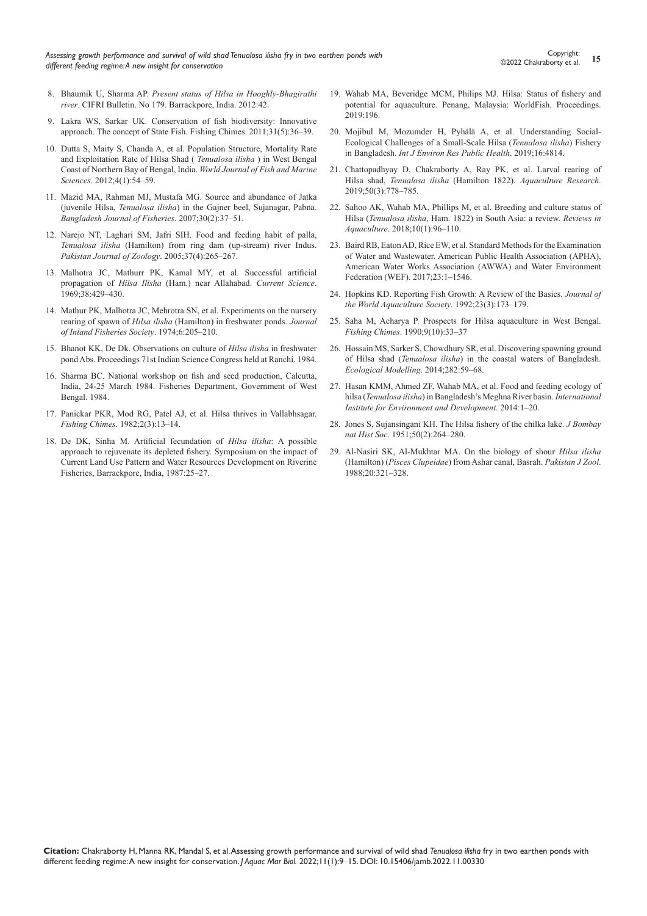8. Bhaumik U, Sharma AP. *Present status of Hilsa in Hooghly-Bhagirathi river*. CIFRI Bulletin. No 179. Barrackpore, India. 2012:42.
9. Lakra WS, Sarkar UK. Conservation of fish biodiversity: Innovative approach. The concept of State Fish. Fishing Chimes. 2011;31(5):36–39.
10. Dutta S, Maity S, Chanda A, et al. Population Structure, Mortality Rate and Exploitation Rate of Hilsa Shad ( *Tenualosa ilisha* ) in West Bengal Coast of Northern Bay of Bengal, India. *World Journal of Fish and Marine Sciences*. 2012;4(1):54–59.
11. Mazid MA, Rahman MJ, Mustafa MG. Source and abundance of Jatka (juvenile Hilsa, *Tenualosa ilisha*) in the Gajner beel, Sujanagar, Pabna. *Bangladesh Journal of Fisheries*. 2007;30(2):37–51.
12. Narejo NT, Laghari SM, Jafri SIH. Food and feeding habit of palla, *Tenualosa ilisha* (Hamilton) from ring dam (up-stream) river Indus. *Pakistan Journal of Zoology*. 2005;37(4):265–267.
13. Malhotra JC, Mathurr PK, Kamal MY, et al. Successful artificial propagation of *Hilsa Ilisha* (Ham.) near Allahabad. *Current Science*. 1969;38:429–430.
14. Mathur PK, Malhotra JC, Mehrotra SN, et al. Experiments on the nursery rearing of spawn of *Hilsa ilisha* (Hamilton) in freshwater ponds. *Journal of Inland Fisheries Society*. 1974;6:205–210.
15. Bhanot KK, De Dk. Observations on culture of *Hilsa ilisha* in freshwater pond Abs. Proceedings 71st Indian Science Congress held at Ranchi. 1984.
16. Sharma BC. National workshop on fish and seed production, Calcutta, India, 24-25 March 1984. Fisheries Department, Government of West Bengal. 1984.
17. Panickar PKR, Mod RG, Patel AJ, et al. Hilsa thrives in Vallabhsagar. *Fishing Chimes*. 1982;2(3):13–14.
18. De DK, Sinha M. Artificial fecundation of *Hilsa ilisha*: A possible approach to rejuvenate its depleted fishery. Symposium on the impact of Current Land Use Pattern and Water Resources Development on Riverine Fisheries, Barrackpore, India, 1987:25–27.
19. Wahab MA, Beveridge MCM, Philips MJ. Hilsa: Status of fishery and potential for aquaculture. Penang, Malaysia: WorldFish. Proceedings. 2019:196.
20. Mojibul M, Mozumder H, Pyhälä A, et al. Understanding Social-Ecological Challenges of a Small-Scale Hilsa (*Tenualosa ilisha*) Fishery in Bangladesh. *Int J Environ Res Public Health*. 2019;16:4814.
21. Chattopadhyay D, Chakraborty A, Ray PK, et al. Larval rearing of Hilsa shad, *Tenualosa ilisha* (Hamilton 1822). *Aquaculture Research*. 2019;50(3):778–785.
22. Sahoo AK, Wahab MA, Phillips M, et al. Breeding and culture status of Hilsa (*Tenualosa ilisha*, Ham. 1822) in South Asia: a review. *Reviews in Aquaculture*. 2018;10(1):96–110.
23. Baird RB, Eaton AD, Rice EW, et al. Standard Methods for the Examination of Water and Wastewater. American Public Health Association (APHA), American Water Works Association (AWWA) and Water Environment Federation (WEF). 2017;23:1–1546.
24. Hopkins KD. Reporting Fish Growth: A Review of the Basics. *Journal of the World Aquaculture Society*. 1992;23(3):173–179.
25. Saha M, Acharya P. Prospects for Hilsa aquaculture in West Bengal. *Fishing Chimes*. 1990;9(10):33–37
26. Hossain MS, Sarker S, Chowdhury SR, et al. Discovering spawning ground of Hilsa shad (*Tenualosa ilisha*) in the coastal waters of Bangladesh. *Ecological Modelling*. 2014;282:59–68.
27. Hasan KMM, Ahmed ZF, Wahab MA, et al. Food and feeding ecology of hilsa (*Tenualosa ilisha*) in Bangladesh's Meghna River basin. *International Institute for Environment and Development*. 2014:1–20.
28. Jones S, Sujansingani KH. The Hilsa fishery of the chilka lake. *J Bombay nat Hist Soc*. 1951;50(2):264–280.
29. Al-Nasiri SK, Al-Mukhtar MA. On the biology of shour *Hilsa ilisha* (Hamilton) (*Pisces Clupeidae*) from Ashar canal, Basrah. *Pakistan J Zool*. 1988;20:321–328.